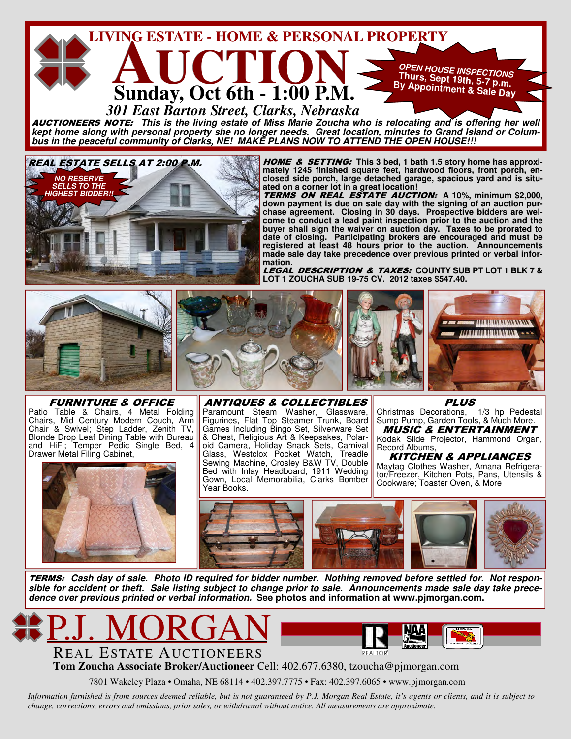# LIVING ESTATE - HOME & PERSONAL PROPERTY

# AUCTION

## Sunday, Oct 6th - 1:00 P.M.

**OPEN HOUSE INSPECTIONS Thurs, Sept 19th, 5-7 p.m. By Appointment & Sale Day**

### *301 East Barton Street, Clarks, Nebraska*

***AUCTIONEERS NOTE:** This is the living estate of Miss Marie Zoucha who is relocating and is offering her well kept home along with personal property she no longer needs. Great location, minutes to Grand Island or Columbus in the peaceful community of Clarks, NE! MAKE PLANS NOW TO ATTEND THE OPEN HOUSE!!!*

***REAL ESTATE SELLS AT 2:00 P.M.***

***NO RESERVE SELLS TO THE HIGHEST BIDDER!!***

***HOME & SETTING:*** **This 3 bed, 1 bath 1.5 story home has approximately 1245 finished square feet, hardwood floors, front porch, enclosed side porch, large detached garage, spacious yard and is situated on a corner lot in a great location!**

***TERMS ON REAL ESTATE AUCTION:*** **A 10%, minimum $2,000, down payment is due on sale day with the signing of an auction purchase agreement. Closing in 30 days. Prospective bidders are welcome to conduct a lead paint inspection prior to the auction and the buyer shall sign the waiver on auction day. Taxes to be prorated to date of closing. Participating brokers are encouraged and must be registered at least 48 hours prior to the auction. Announcements made sale day take precedence over previous printed or verbal information.**

***LEGAL DESCRIPTION & TAXES:*** **COUNTY SUB PT LOT 1 BLK 7 & LOT 1 ZOUCHA SUB 19-75 CV. 2012 taxes $547.40.**

### *FURNITURE & OFFICE*

Patio Table & Chairs, 4 Metal Folding Chairs, Mid Century Modern Couch, Arm Chair & Swivel; Step Ladder, Zenith TV, Blonde Drop Leaf Dining Table with Bureau and HiFi; Temper Pedic Single Bed, 4 Drawer Metal Filing Cabinet,

### *ANTIQUES & COLLECTIBLES*

Paramount Steam Washer, Glassware, Figurines, Flat Top Steamer Trunk, Board Games Including Bingo Set, Silverware Set & Chest, Religious Art & Keepsakes, Polaroid Camera, Holiday Snack Sets, Carnival Glass, Westclox Pocket Watch, Treadle Sewing Machine, Crosley B&W TV, Double Bed with Inlay Headboard, 1911 Wedding Gown, Local Memorabilia, Clarks Bomber Year Books.

### *PLUS*

Christmas Decorations, 1/3 hp Pedestal Sump Pump, Garden Tools, & Much More.

### *MUSIC & ENTERTAINMENT*

Kodak Slide Projector, Hammond Organ, Record Albums,

### *KITCHEN & APPLIANCES*

Maytag Clothes Washer, Amana Refrigerator/Freezer, Kitchen Pots, Pans, Utensils & Cookware; Toaster Oven, & More

***TERMS:** Cash day of sale. Photo ID required for bidder number. Nothing removed before settled for. Not responsible for accident or theft. Sale listing subject to change prior to sale. Announcements made sale day take precedence over previous printed or verbal information.* **See photos and information at www.pjmorgan.com.**

# P.J. MORGAN

REAL ESTATE AUCTIONEERS

**Tom Zoucha Associate Broker/Auctioneer** Cell: 402.677.6380, tzoucha@pjmorgan.com

7801 Wakeley Plaza • Omaha, NE 68114 • 402.397.7775 • Fax: 402.397.6065 • www.pjmorgan.com

*Information furnished is from sources deemed reliable, but is not guaranteed by P.J. Morgan Real Estate, it's agents or clients, and it is subject to change, corrections, errors and omissions, prior sales, or withdrawal without notice. All measurements are approximate.*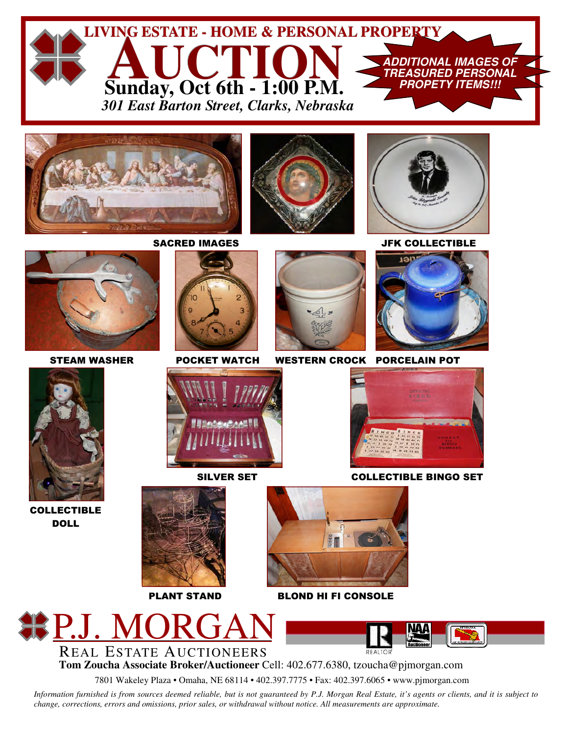# LIVING ESTATE - HOME & PERSONAL PROPERTY

# AUCTION

## Sunday, Oct 6th - 1:00 P.M.

*301 East Barton Street, Clarks, Nebraska*

***ADDITIONAL IMAGES OF TREASURED PERSONAL PROPETY ITEMS!!!***

**SACRED IMAGES**

**JFK COLLECTIBLE**

**STEAM WASHER**

**POCKET WATCH**

**WESTERN CROCK**

**PORCELAIN POT**

**COLLECTIBLE DOLL**

**SILVER SET**

**COLLECTIBLE BINGO SET**

**PLANT STAND**

**BLOND HI FI CONSOLE**

# P.J. MORGAN

REAL ESTATE AUCTIONEERS

**Tom Zoucha Associate Broker/Auctioneer** Cell: 402.677.6380, tzoucha@pjmorgan.com

7801 Wakeley Plaza • Omaha, NE 68114 • 402.397.7775 • Fax: 402.397.6065 • www.pjmorgan.com

*Information furnished is from sources deemed reliable, but is not guaranteed by P.J. Morgan Real Estate, it's agents or clients, and it is subject to change, corrections, errors and omissions, prior sales, or withdrawal without notice. All measurements are approximate.*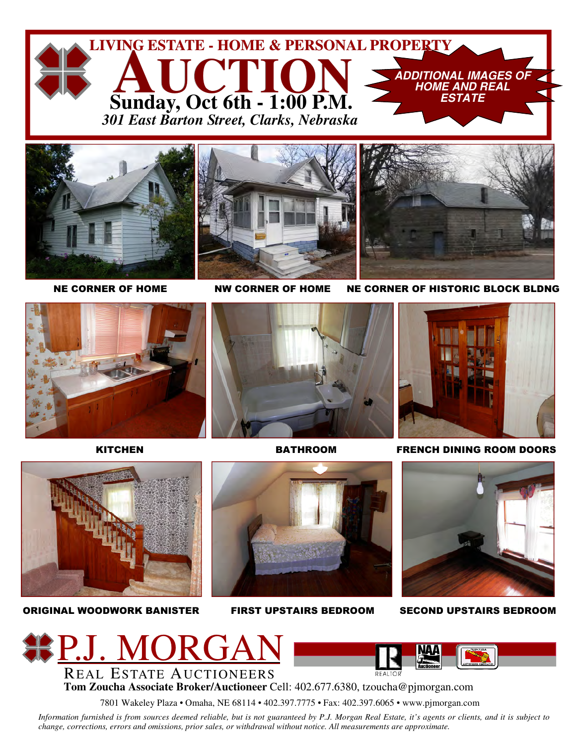# LIVING ESTATE - HOME & PERSONAL PROPERTY

# AUCTION

**Sunday, Oct 6th - 1:00 P.M.**

***301 East Barton Street, Clarks, Nebraska***

***ADDITIONAL IMAGES OF HOME AND REAL ESTATE***

NE CORNER OF HOME

NW CORNER OF HOME

NE CORNER OF HISTORIC BLOCK BLDNG

KITCHEN

BATHROOM

FRENCH DINING ROOM DOORS

ORIGINAL WOODWORK BANISTER

FIRST UPSTAIRS BEDROOM

SECOND UPSTAIRS BEDROOM

## P.J. MORGAN

REAL ESTATE AUCTIONEERS

**Tom Zoucha Associate Broker/Auctioneer** Cell: 402.677.6380, tzoucha@pjmorgan.com

7801 Wakeley Plaza • Omaha, NE 68114 • 402.397.7775 • Fax: 402.397.6065 • www.pjmorgan.com

*Information furnished is from sources deemed reliable, but is not guaranteed by P.J. Morgan Real Estate, it's agents or clients, and it is subject to change, corrections, errors and omissions, prior sales, or withdrawal without notice. All measurements are approximate.*